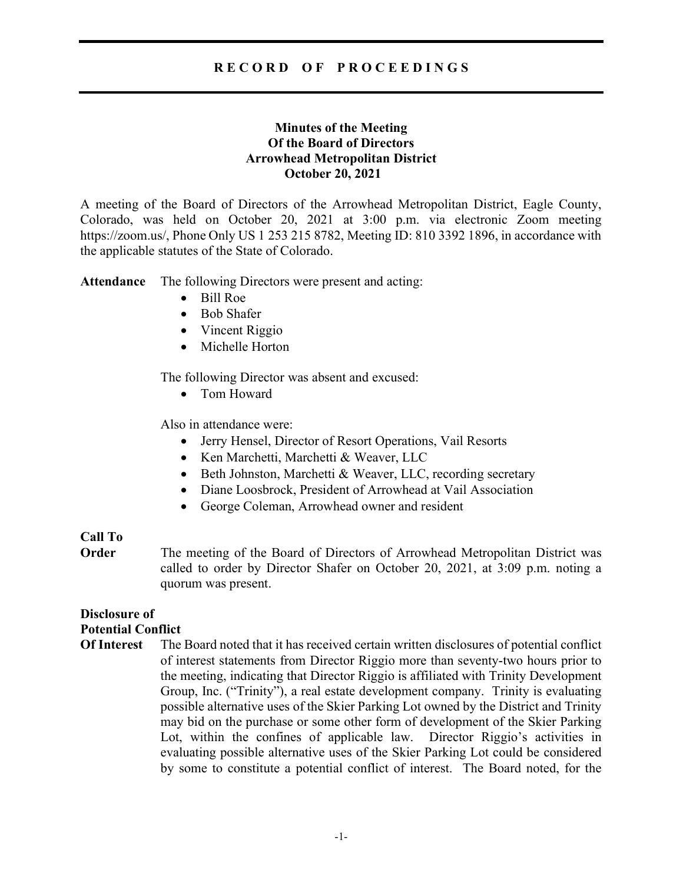# RECORD OF PROCEEDINGS

**Minutes of the Meeting**
**Of the Board of Directors**
**Arrowhead Metropolitan District**
**October 20, 2021**

A meeting of the Board of Directors of the Arrowhead Metropolitan District, Eagle County, Colorado, was held on October 20, 2021 at 3:00 p.m. via electronic Zoom meeting https://zoom.us/, Phone Only US 1 253 215 8782, Meeting ID: 810 3392 1896, in accordance with the applicable statutes of the State of Colorado.

**Attendance** The following Directors were present and acting:

- Bill Roe
- Bob Shafer
- Vincent Riggio
- Michelle Horton

The following Director was absent and excused:

- Tom Howard

Also in attendance were:

- Jerry Hensel, Director of Resort Operations, Vail Resorts
- Ken Marchetti, Marchetti & Weaver, LLC
- Beth Johnston, Marchetti & Weaver, LLC, recording secretary
- Diane Loosbrock, President of Arrowhead at Vail Association
- George Coleman, Arrowhead owner and resident

**Call To Order** The meeting of the Board of Directors of Arrowhead Metropolitan District was called to order by Director Shafer on October 20, 2021, at 3:09 p.m. noting a quorum was present.

**Disclosure of Potential Conflict Of Interest** The Board noted that it has received certain written disclosures of potential conflict of interest statements from Director Riggio more than seventy-two hours prior to the meeting, indicating that Director Riggio is affiliated with Trinity Development Group, Inc. ("Trinity"), a real estate development company. Trinity is evaluating possible alternative uses of the Skier Parking Lot owned by the District and Trinity may bid on the purchase or some other form of development of the Skier Parking Lot, within the confines of applicable law. Director Riggio's activities in evaluating possible alternative uses of the Skier Parking Lot could be considered by some to constitute a potential conflict of interest. The Board noted, for the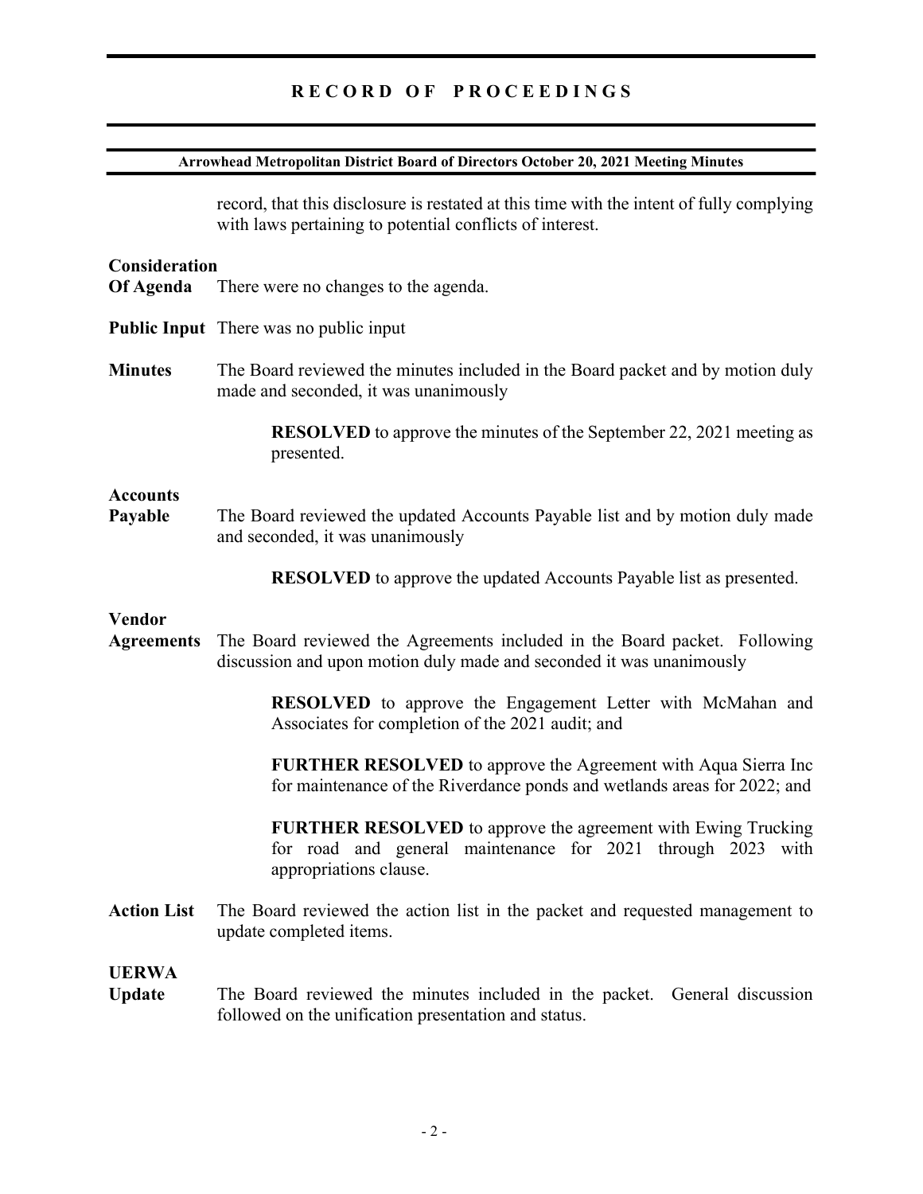record, that this disclosure is restated at this time with the intent of fully complying with laws pertaining to potential conflicts of interest.

**Consideration Of Agenda** There were no changes to the agenda.

**Public Input** There was no public input

**Minutes** The Board reviewed the minutes included in the Board packet and by motion duly made and seconded, it was unanimously

> **RESOLVED** to approve the minutes of the September 22, 2021 meeting as presented.

**Accounts Payable** The Board reviewed the updated Accounts Payable list and by motion duly made and seconded, it was unanimously

> **RESOLVED** to approve the updated Accounts Payable list as presented.

**Vendor Agreements** The Board reviewed the Agreements included in the Board packet. Following discussion and upon motion duly made and seconded it was unanimously

> **RESOLVED** to approve the Engagement Letter with McMahan and Associates for completion of the 2021 audit; and
>
> **FURTHER RESOLVED** to approve the Agreement with Aqua Sierra Inc for maintenance of the Riverdance ponds and wetlands areas for 2022; and
>
> **FURTHER RESOLVED** to approve the agreement with Ewing Trucking for road and general maintenance for 2021 through 2023 with appropriations clause.

**Action List** The Board reviewed the action list in the packet and requested management to update completed items.

**UERWA Update** The Board reviewed the minutes included in the packet. General discussion followed on the unification presentation and status.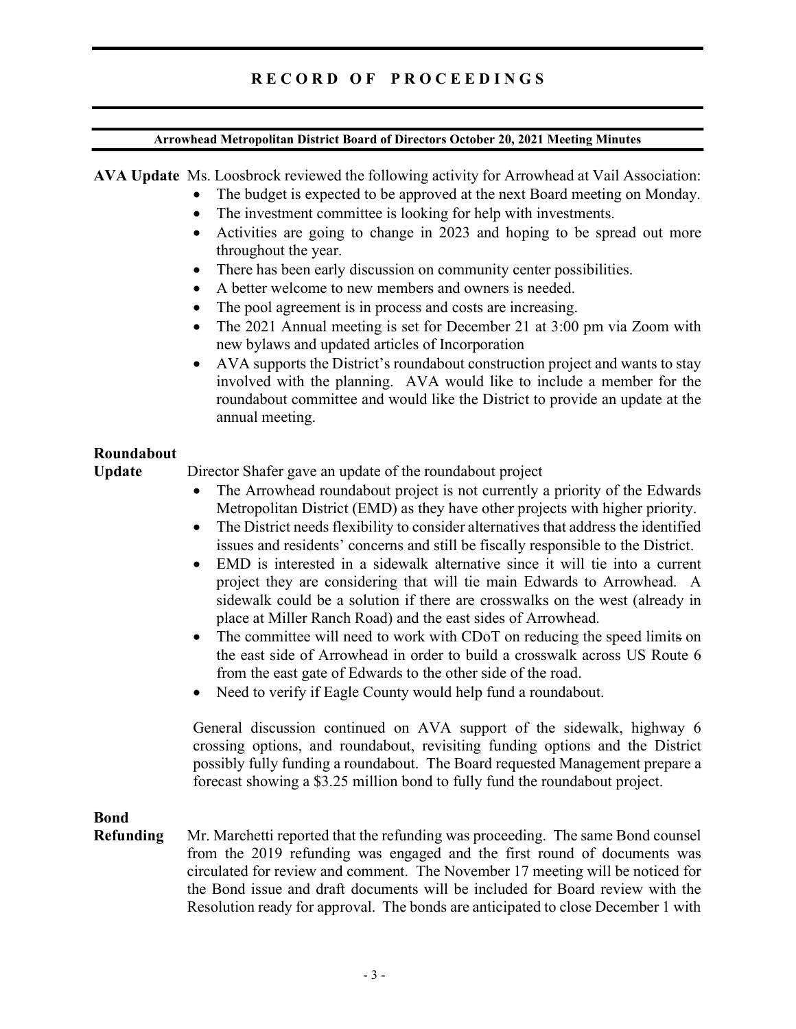**AVA Update** Ms. Loosbrock reviewed the following activity for Arrowhead at Vail Association:

- The budget is expected to be approved at the next Board meeting on Monday.
- The investment committee is looking for help with investments.
- Activities are going to change in 2023 and hoping to be spread out more throughout the year.
- There has been early discussion on community center possibilities.
- A better welcome to new members and owners is needed.
- The pool agreement is in process and costs are increasing.
- The 2021 Annual meeting is set for December 21 at 3:00 pm via Zoom with new bylaws and updated articles of Incorporation
- AVA supports the District's roundabout construction project and wants to stay involved with the planning. AVA would like to include a member for the roundabout committee and would like the District to provide an update at the annual meeting.

**Roundabout Update** Director Shafer gave an update of the roundabout project

- The Arrowhead roundabout project is not currently a priority of the Edwards Metropolitan District (EMD) as they have other projects with higher priority.
- The District needs flexibility to consider alternatives that address the identified issues and residents' concerns and still be fiscally responsible to the District.
- EMD is interested in a sidewalk alternative since it will tie into a current project they are considering that will tie main Edwards to Arrowhead. A sidewalk could be a solution if there are crosswalks on the west (already in place at Miller Ranch Road) and the east sides of Arrowhead.
- The committee will need to work with CDoT on reducing the speed limits on the east side of Arrowhead in order to build a crosswalk across US Route 6 from the east gate of Edwards to the other side of the road.
- Need to verify if Eagle County would help fund a roundabout.

General discussion continued on AVA support of the sidewalk, highway 6 crossing options, and roundabout, revisiting funding options and the District possibly fully funding a roundabout. The Board requested Management prepare a forecast showing a $3.25 million bond to fully fund the roundabout project.

**Bond Refunding** Mr. Marchetti reported that the refunding was proceeding. The same Bond counsel from the 2019 refunding was engaged and the first round of documents was circulated for review and comment. The November 17 meeting will be noticed for the Bond issue and draft documents will be included for Board review with the Resolution ready for approval. The bonds are anticipated to close December 1 with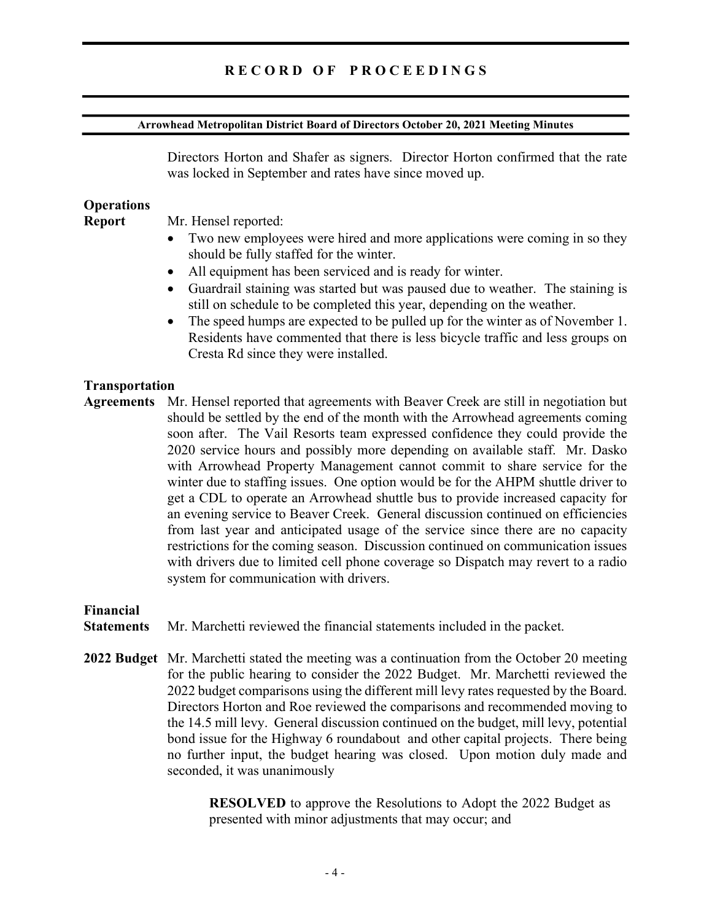Directors Horton and Shafer as signers. Director Horton confirmed that the rate was locked in September and rates have since moved up.

**Operations Report**

Mr. Hensel reported:

- Two new employees were hired and more applications were coming in so they should be fully staffed for the winter.
- All equipment has been serviced and is ready for winter.
- Guardrail staining was started but was paused due to weather. The staining is still on schedule to be completed this year, depending on the weather.
- The speed humps are expected to be pulled up for the winter as of November 1. Residents have commented that there is less bicycle traffic and less groups on Cresta Rd since they were installed.

**Transportation Agreements**

Mr. Hensel reported that agreements with Beaver Creek are still in negotiation but should be settled by the end of the month with the Arrowhead agreements coming soon after. The Vail Resorts team expressed confidence they could provide the 2020 service hours and possibly more depending on available staff. Mr. Dasko with Arrowhead Property Management cannot commit to share service for the winter due to staffing issues. One option would be for the AHPM shuttle driver to get a CDL to operate an Arrowhead shuttle bus to provide increased capacity for an evening service to Beaver Creek. General discussion continued on efficiencies from last year and anticipated usage of the service since there are no capacity restrictions for the coming season. Discussion continued on communication issues with drivers due to limited cell phone coverage so Dispatch may revert to a radio system for communication with drivers.

**Financial Statements**

Mr. Marchetti reviewed the financial statements included in the packet.

**2022 Budget**

Mr. Marchetti stated the meeting was a continuation from the October 20 meeting for the public hearing to consider the 2022 Budget. Mr. Marchetti reviewed the 2022 budget comparisons using the different mill levy rates requested by the Board. Directors Horton and Roe reviewed the comparisons and recommended moving to the 14.5 mill levy. General discussion continued on the budget, mill levy, potential bond issue for the Highway 6 roundabout and other capital projects. There being no further input, the budget hearing was closed. Upon motion duly made and seconded, it was unanimously

> **RESOLVED** to approve the Resolutions to Adopt the 2022 Budget as presented with minor adjustments that may occur; and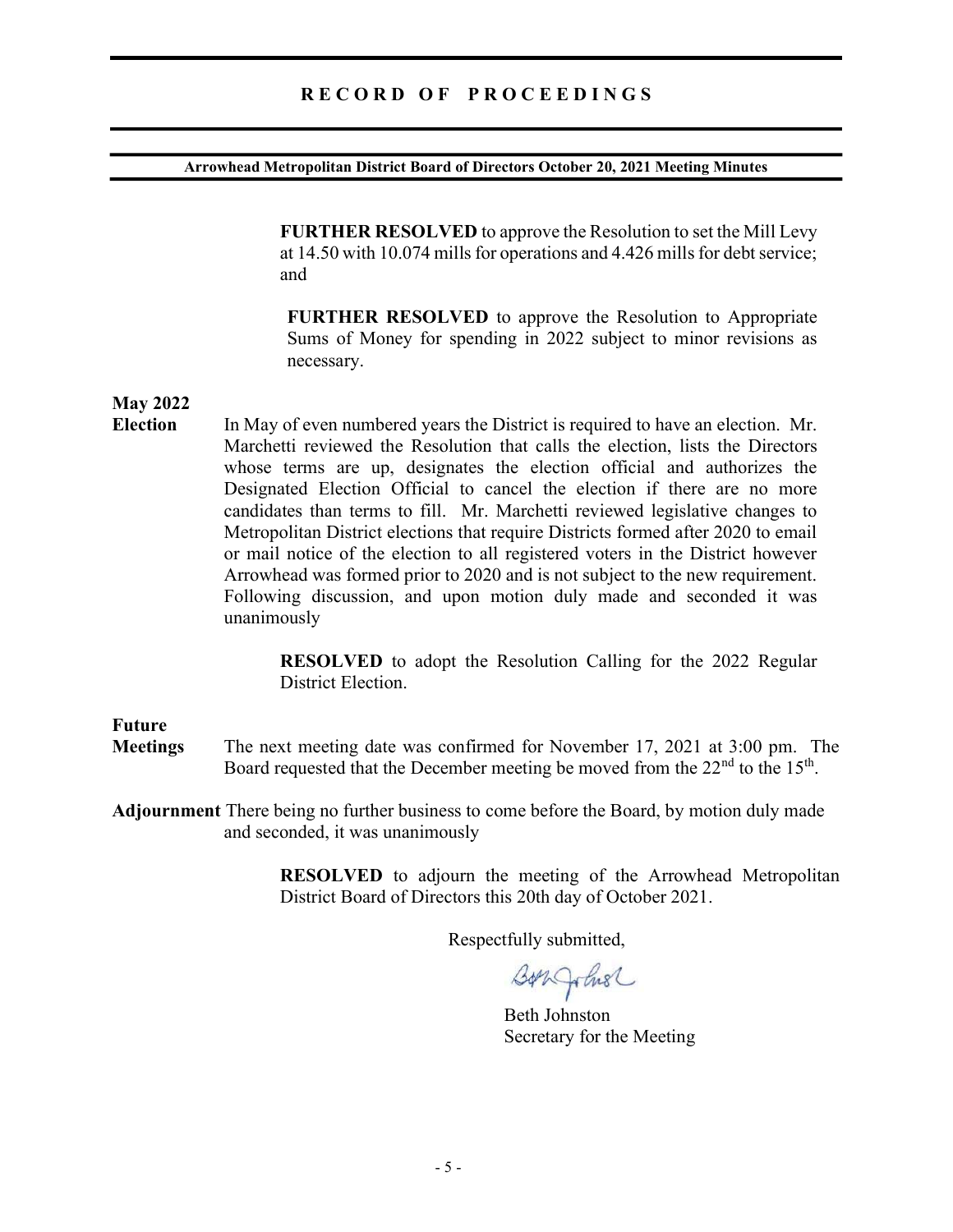**FURTHER RESOLVED** to approve the Resolution to set the Mill Levy at 14.50 with 10.074 mills for operations and 4.426 mills for debt service; and

**FURTHER RESOLVED** to approve the Resolution to Appropriate Sums of Money for spending in 2022 subject to minor revisions as necessary.

**May 2022 Election** In May of even numbered years the District is required to have an election. Mr. Marchetti reviewed the Resolution that calls the election, lists the Directors whose terms are up, designates the election official and authorizes the Designated Election Official to cancel the election if there are no more candidates than terms to fill. Mr. Marchetti reviewed legislative changes to Metropolitan District elections that require Districts formed after 2020 to email or mail notice of the election to all registered voters in the District however Arrowhead was formed prior to 2020 and is not subject to the new requirement. Following discussion, and upon motion duly made and seconded it was unanimously

**RESOLVED** to adopt the Resolution Calling for the 2022 Regular District Election.

**Future Meetings** The next meeting date was confirmed for November 17, 2021 at 3:00 pm. The Board requested that the December meeting be moved from the 22nd to the 15th.

**Adjournment** There being no further business to come before the Board, by motion duly made and seconded, it was unanimously

**RESOLVED** to adjourn the meeting of the Arrowhead Metropolitan District Board of Directors this 20th day of October 2021.

Respectfully submitted,

Beth Johnston
Secretary for the Meeting